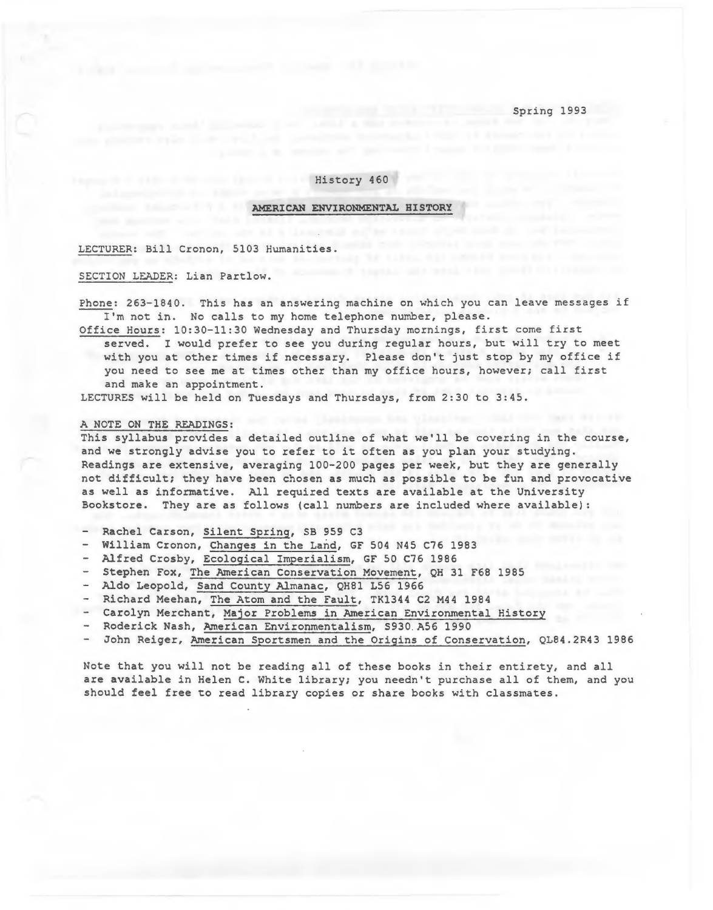Spring 1993

# History 460

## AMERICAN ENVIRONMENTAL HISTORY

LECTURER: Bill Cronon, 5103 Humanities.

SECTION LEADER: Lian Partlow.

Phone: 263-1840. This has an answering machine on which you can leave messages if I'm not in. No calls to my home telephone number, please.

Office Hours: 10:30-11:30 Wednesday and Thursday mornings, first come first served. I would prefer to see you during regular hours, but will try to meet with you at other times if necessary. Please don't just stop by my office if you need to see me at times other than my office hours, however; call first and make an appointment.

LECTURES will be held on Tuesdays and Thursdays, from 2:30 to 3:45.

### A NOTE ON THE READINGS:

This syllabus provides a detailed outline of what we'll be covering in the course, and we strongly advise you to refer to it often as you plan your studying. Readings are extensive, averaging 100-200 pages per week, but they are generally not difficult; they have been chosen as much as possible to be fun and provocative as well as informative. All required texts are available at the University Bookstore. They are as follows (call numbers are included where available):

- Rachel Carson, Silent Spring, SB 959 C3
- William Cronon, Changes in the Land, GF 504 N45 C76 1983
- Alfred Crosby, Ecological Imperialism, GF 50 C76 1986
- Stephen Fox, The American Conservation Movement, QH 31 F68 1985
- Aldo Leopold, Sand County Almanac, QH81 L56 1966
- Richard Meehan, The Atom and the Fault, TK1344 C2 M44 1984
- Carolyn Merchant, Major Problems in American Environmental History
- Roderick Nash, American Environmentalism, S930.A56 1990
- John Reiger, American Sportsmen and the Origins of Conservation, QL84.2R43 1986

Note that you will not be reading all of these books in their entirety, and all are available in Helen C. White library; you needn't purchase all of them, and you should feel free to read library copies or share books with classmates.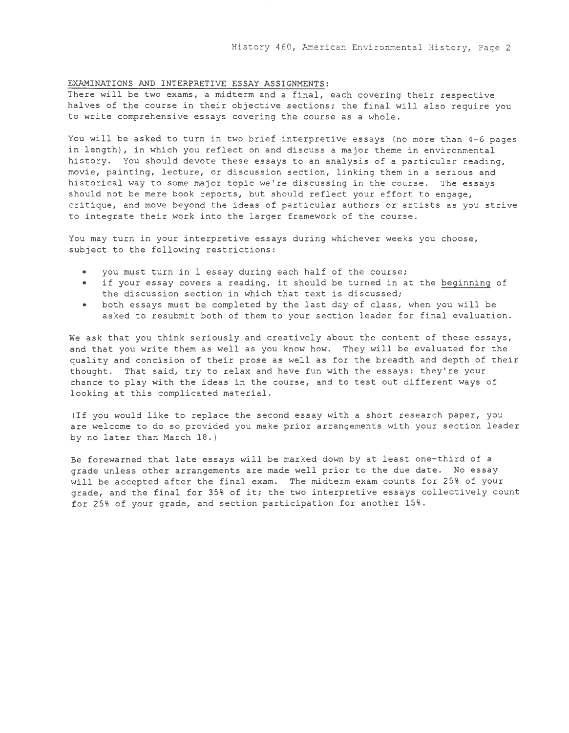## EXAMINATIONS AND INTERPRETIVE ESSAY ASSIGNMENTS:

There will be two exams, a midterm and a final, each covering their respective halves of the course in their objective sections; the final will also require you to write comprehensive essays covering the course as a whole.

You will be asked to turn in two brief interpretive essays (no more than 4-6 pages in length), in which you reflect on and discuss a major theme in environmental history. You should devote these essays to an analysis of a particular reading, movie, painting, lecture, or discussion section, linking them in a serious and historical way to some major topic we're discussing in the course. The essays should not be mere book reports, but should reflect your effort to engage, critique, and move beyond the ideas of particular authors or artists as you strive to integrate their work into the larger framework of the course.

You may turn in your interpretive essays during whichever weeks you choose, subject to the following restrictions:

- you must turn in 1 essay during each half of the course;
- if your essay covers a reading, it should be turned in at the beginning of the discussion section in which that text is discussed;
- both essays must be completed by the last day of class, when you will be asked to resubmit both of them to your section leader for final evaluation.

We ask that you think seriously and creatively about the content of these essays, and that you write them as well as you know how. They will be evaluated for the quality and concision of their prose as well as for the breadth and depth of their thought. That said, try to relax and have fun with the essays: they're your chance to play with the ideas in the course, and to test out different ways of looking at this complicated material.

(If you would like to replace the second essay with a short research paper, you are welcome to do so provided you make prior arrangements with your section leader by no later than March 18.)

Be forewarned that late essays will be marked down by at least one-third of a grade unless other arrangements are made well prior to the due date. No essay will be accepted after the final exam. The midterm exam counts for 25% of your grade, and the final for 35% of it; the two interpretive essays collectively count for 25% of your grade, and section participation for another 15%.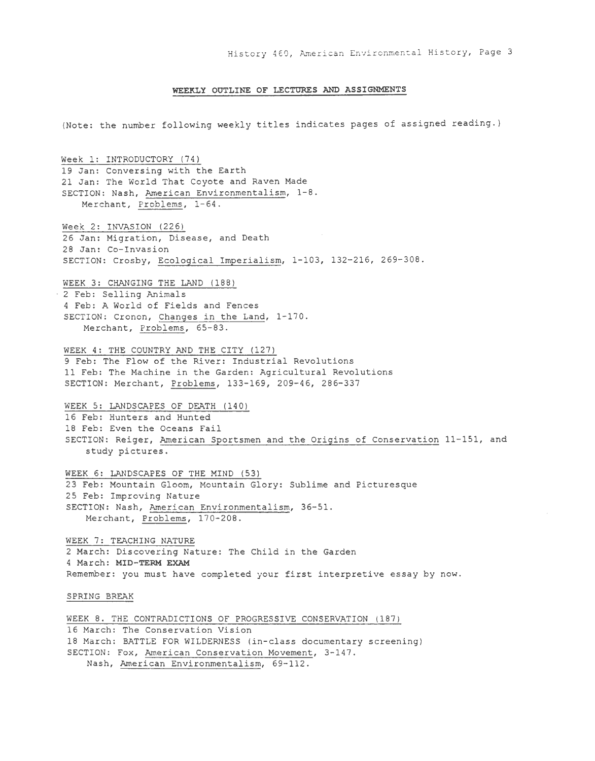## WEEKLY OUTLINE OF LECTURES AND ASSIGNMENTS

(Note: the number following weekly titles indicates pages of assigned reading.)

### Week 1: INTRODUCTORY (74)

19 Jan: Conversing with the Earth
21 Jan: The World That Coyote and Raven Made
SECTION: Nash, American Environmentalism, 1-8.
Merchant, Problems, 1-64.

### Week 2: INVASION (226)

26 Jan: Migration, Disease, and Death
28 Jan: Co-Invasion
SECTION: Crosby, Ecological Imperialism, 1-103, 132-216, 269-308.

### WEEK 3: CHANGING THE LAND (188)

2 Feb: Selling Animals
4 Feb: A World of Fields and Fences
SECTION: Cronon, Changes in the Land, 1-170.
Merchant, Problems, 65-83.

### WEEK 4: THE COUNTRY AND THE CITY (127)

9 Feb: The Flow of the River: Industrial Revolutions
11 Feb: The Machine in the Garden: Agricultural Revolutions
SECTION: Merchant, Problems, 133-169, 209-46, 286-337

### WEEK 5: LANDSCAPES OF DEATH (140)

16 Feb: Hunters and Hunted
18 Feb: Even the Oceans Fail
SECTION: Reiger, American Sportsmen and the Origins of Conservation 11-151, and study pictures.

### WEEK 6: LANDSCAPES OF THE MIND (53)

23 Feb: Mountain Gloom, Mountain Glory: Sublime and Picturesque
25 Feb: Improving Nature
SECTION: Nash, American Environmentalism, 36-51.
Merchant, Problems, 170-208.

### WEEK 7: TEACHING NATURE

2 March: Discovering Nature: The Child in the Garden
4 March: **MID-TERM EXAM**
Remember: you must have completed your first interpretive essay by now.

### SPRING BREAK

### WEEK 8. THE CONTRADICTIONS OF PROGRESSIVE CONSERVATION (187)

16 March: The Conservation Vision
18 March: BATTLE FOR WILDERNESS (in-class documentary screening)
SECTION: Fox, American Conservation Movement, 3-147.
Nash, American Environmentalism, 69-112.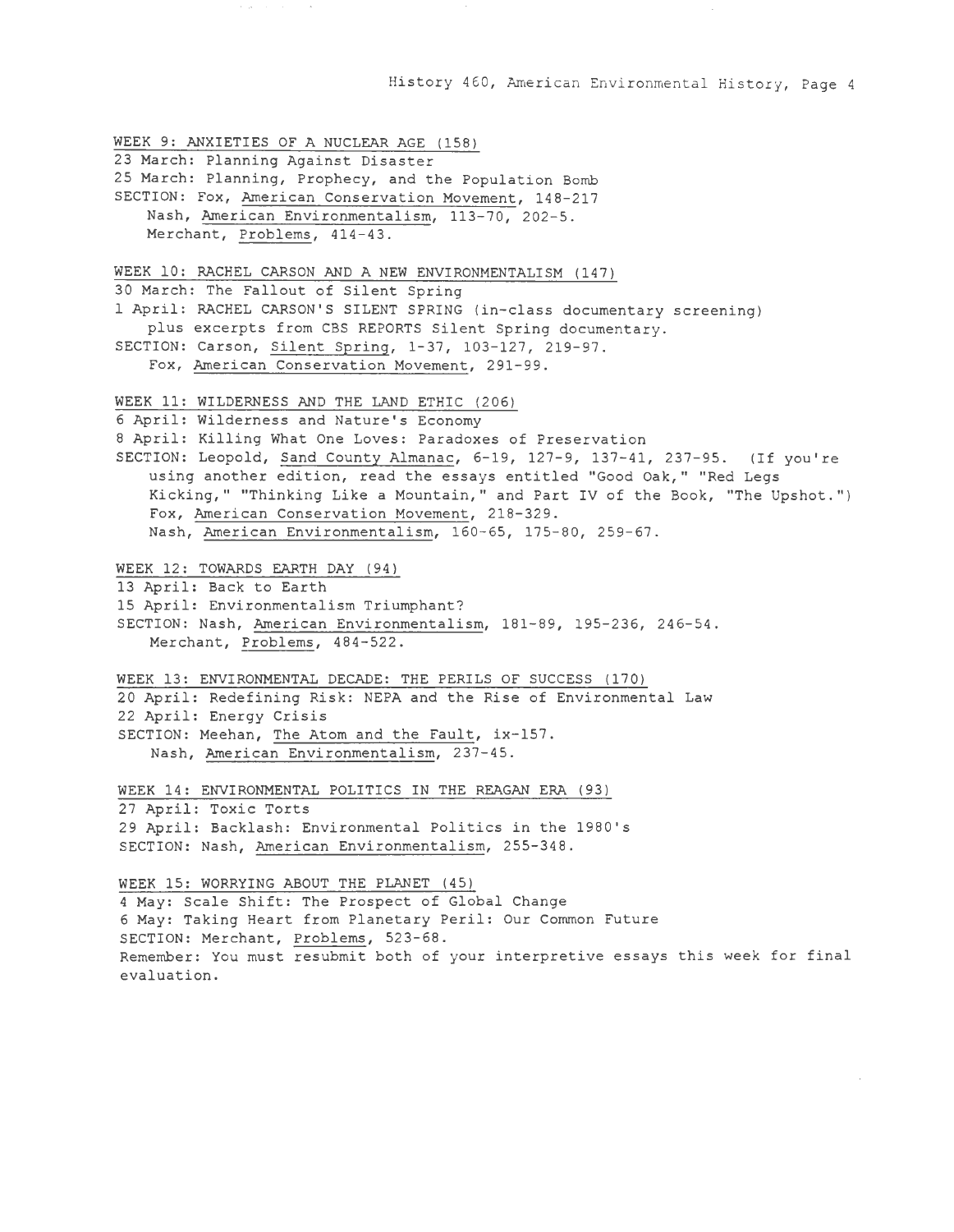WEEK 9: ANXIETIES OF A NUCLEAR AGE (158)

23 March: Planning Against Disaster
25 March: Planning, Prophecy, and the Population Bomb
SECTION: Fox, American Conservation Movement, 148-217
Nash, American Environmentalism, 113-70, 202-5.
Merchant, Problems, 414-43.

WEEK 10: RACHEL CARSON AND A NEW ENVIRONMENTALISM (147)

30 March: The Fallout of Silent Spring
1 April: RACHEL CARSON'S SILENT SPRING (in-class documentary screening) plus excerpts from CBS REPORTS Silent Spring documentary.
SECTION: Carson, Silent Spring, 1-37, 103-127, 219-97.
Fox, American Conservation Movement, 291-99.

WEEK 11: WILDERNESS AND THE LAND ETHIC (206)

6 April: Wilderness and Nature's Economy
8 April: Killing What One Loves: Paradoxes of Preservation
SECTION: Leopold, Sand County Almanac, 6-19, 127-9, 137-41, 237-95. (If you're using another edition, read the essays entitled "Good Oak," "Red Legs Kicking," "Thinking Like a Mountain," and Part IV of the Book, "The Upshot.")
Fox, American Conservation Movement, 218-329.
Nash, American Environmentalism, 160-65, 175-80, 259-67.

WEEK 12: TOWARDS EARTH DAY (94)

13 April: Back to Earth
15 April: Environmentalism Triumphant?
SECTION: Nash, American Environmentalism, 181-89, 195-236, 246-54.
Merchant, Problems, 484-522.

WEEK 13: ENVIRONMENTAL DECADE: THE PERILS OF SUCCESS (170)

20 April: Redefining Risk: NEPA and the Rise of Environmental Law
22 April: Energy Crisis
SECTION: Meehan, The Atom and the Fault, ix-157.
Nash, American Environmentalism, 237-45.

WEEK 14: ENVIRONMENTAL POLITICS IN THE REAGAN ERA (93)

27 April: Toxic Torts
29 April: Backlash: Environmental Politics in the 1980's
SECTION: Nash, American Environmentalism, 255-348.

WEEK 15: WORRYING ABOUT THE PLANET (45)

4 May: Scale Shift: The Prospect of Global Change
6 May: Taking Heart from Planetary Peril: Our Common Future
SECTION: Merchant, Problems, 523-68.
Remember: You must resubmit both of your interpretive essays this week for final evaluation.